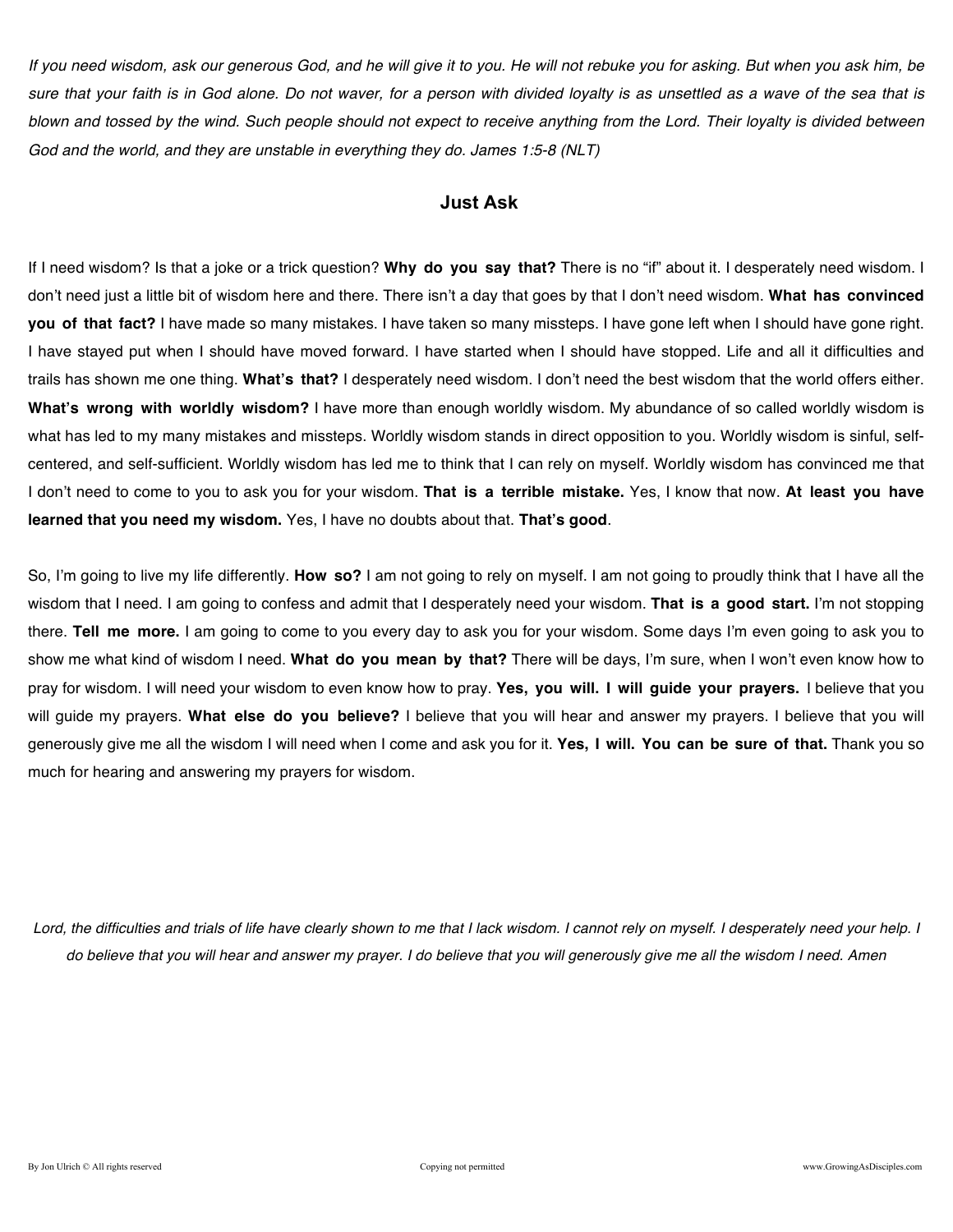*If you need wisdom, ask our generous God, and he will give it to you. He will not rebuke you for asking. But when you ask him, be sure that your faith is in God alone. Do not waver, for a person with divided loyalty is as unsettled as a wave of the sea that is blown and tossed by the wind. Such people should not expect to receive anything from the Lord. Their loyalty is divided between God and the world, and they are unstable in everything they do. James 1:5-8 (NLT)*

## Just Ask

If I need wisdom? Is that a joke or a trick question? **Why do you say that?** There is no "if" about it. I desperately need wisdom. I don't need just a little bit of wisdom here and there. There isn't a day that goes by that I don't need wisdom. **What has convinced you of that fact?** I have made so many mistakes. I have taken so many missteps. I have gone left when I should have gone right. I have stayed put when I should have moved forward. I have started when I should have stopped. Life and all it difficulties and trails has shown me one thing. **What's that?** I desperately need wisdom. I don't need the best wisdom that the world offers either. **What's wrong with worldly wisdom?** I have more than enough worldly wisdom. My abundance of so called worldly wisdom is what has led to my many mistakes and missteps. Worldly wisdom stands in direct opposition to you. Worldly wisdom is sinful, self-centered, and self-sufficient. Worldly wisdom has led me to think that I can rely on myself. Worldly wisdom has convinced me that I don't need to come to you to ask you for your wisdom. **That is a terrible mistake.** Yes, I know that now. **At least you have learned that you need my wisdom.** Yes, I have no doubts about that. **That's good**.

So, I'm going to live my life differently. **How so?** I am not going to rely on myself. I am not going to proudly think that I have all the wisdom that I need. I am going to confess and admit that I desperately need your wisdom. **That is a good start.** I'm not stopping there. **Tell me more.** I am going to come to you every day to ask you for your wisdom. Some days I'm even going to ask you to show me what kind of wisdom I need. **What do you mean by that?** There will be days, I'm sure, when I won't even know how to pray for wisdom. I will need your wisdom to even know how to pray. **Yes, you will. I will guide your prayers.** I believe that you will guide my prayers. **What else do you believe?** I believe that you will hear and answer my prayers. I believe that you will generously give me all the wisdom I will need when I come and ask you for it. **Yes, I will. You can be sure of that.** Thank you so much for hearing and answering my prayers for wisdom.

*Lord, the difficulties and trials of life have clearly shown to me that I lack wisdom. I cannot rely on myself. I desperately need your help. I do believe that you will hear and answer my prayer. I do believe that you will generously give me all the wisdom I need. Amen*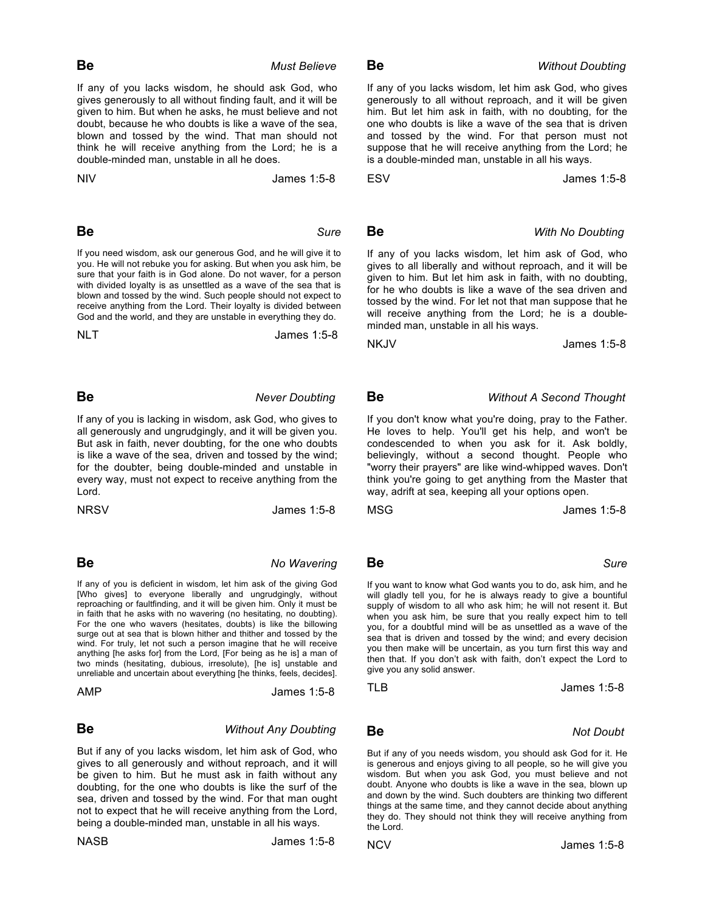**Be** *Must Believe*

If any of you lacks wisdom, he should ask God, who gives generously to all without finding fault, and it will be given to him. But when he asks, he must believe and not doubt, because he who doubts is like a wave of the sea, blown and tossed by the wind. That man should not think he will receive anything from the Lord; he is a double-minded man, unstable in all he does.

NIV James 1:5-8

**Be** *Without Doubting*

If any of you lacks wisdom, let him ask God, who gives generously to all without reproach, and it will be given him. But let him ask in faith, with no doubting, for the one who doubts is like a wave of the sea that is driven and tossed by the wind. For that person must not suppose that he will receive anything from the Lord; he is a double-minded man, unstable in all his ways.

ESV James 1:5-8

**Be** *Sure*

If you need wisdom, ask our generous God, and he will give it to you. He will not rebuke you for asking. But when you ask him, be sure that your faith is in God alone. Do not waver, for a person with divided loyalty is as unsettled as a wave of the sea that is blown and tossed by the wind. Such people should not expect to receive anything from the Lord. Their loyalty is divided between God and the world, and they are unstable in everything they do.

NLT James 1:5-8

**Be** *With No Doubting*

If any of you lacks wisdom, let him ask of God, who gives to all liberally and without reproach, and it will be given to him. But let him ask in faith, with no doubting, for he who doubts is like a wave of the sea driven and tossed by the wind. For let not that man suppose that he will receive anything from the Lord; he is a double-minded man, unstable in all his ways.

NKJV James 1:5-8

**Be** *Never Doubting*

If any of you is lacking in wisdom, ask God, who gives to all generously and ungrudgingly, and it will be given you. But ask in faith, never doubting, for the one who doubts is like a wave of the sea, driven and tossed by the wind; for the doubter, being double-minded and unstable in every way, must not expect to receive anything from the Lord.

NRSV James 1:5-8

**Be** *Without A Second Thought*

If you don't know what you're doing, pray to the Father. He loves to help. You'll get his help, and won't be condescended to when you ask for it. Ask boldly, believingly, without a second thought. People who "worry their prayers" are like wind-whipped waves. Don't think you're going to get anything from the Master that way, adrift at sea, keeping all your options open.

MSG James 1:5-8

**Be** *No Wavering*

If any of you is deficient in wisdom, let him ask of the giving God [Who gives] to everyone liberally and ungrudgingly, without reproaching or faultfinding, and it will be given him. Only it must be in faith that he asks with no wavering (no hesitating, no doubting). For the one who wavers (hesitates, doubts) is like the billowing surge out at sea that is blown hither and thither and tossed by the wind. For truly, let not such a person imagine that he will receive anything [he asks for] from the Lord, [For being as he is] a man of two minds (hesitating, dubious, irresolute), [he is] unstable and unreliable and uncertain about everything [he thinks, feels, decides].

AMP James 1:5-8

**Be** *Sure*

If you want to know what God wants you to do, ask him, and he will gladly tell you, for he is always ready to give a bountiful supply of wisdom to all who ask him; he will not resent it. But when you ask him, be sure that you really expect him to tell you, for a doubtful mind will be as unsettled as a wave of the sea that is driven and tossed by the wind; and every decision you then make will be uncertain, as you turn first this way and then that. If you don't ask with faith, don't expect the Lord to give you any solid answer.

TLB James 1:5-8

**Be** *Without Any Doubting*

But if any of you lacks wisdom, let him ask of God, who gives to all generously and without reproach, and it will be given to him. But he must ask in faith without any doubting, for the one who doubts is like the surf of the sea, driven and tossed by the wind. For that man ought not to expect that he will receive anything from the Lord, being a double-minded man, unstable in all his ways.

NASB James 1:5-8

**Be** *Not Doubt*

But if any of you needs wisdom, you should ask God for it. He is generous and enjoys giving to all people, so he will give you wisdom. But when you ask God, you must believe and not doubt. Anyone who doubts is like a wave in the sea, blown up and down by the wind. Such doubters are thinking two different things at the same time, and they cannot decide about anything they do. They should not think they will receive anything from the Lord.

NCV James 1:5-8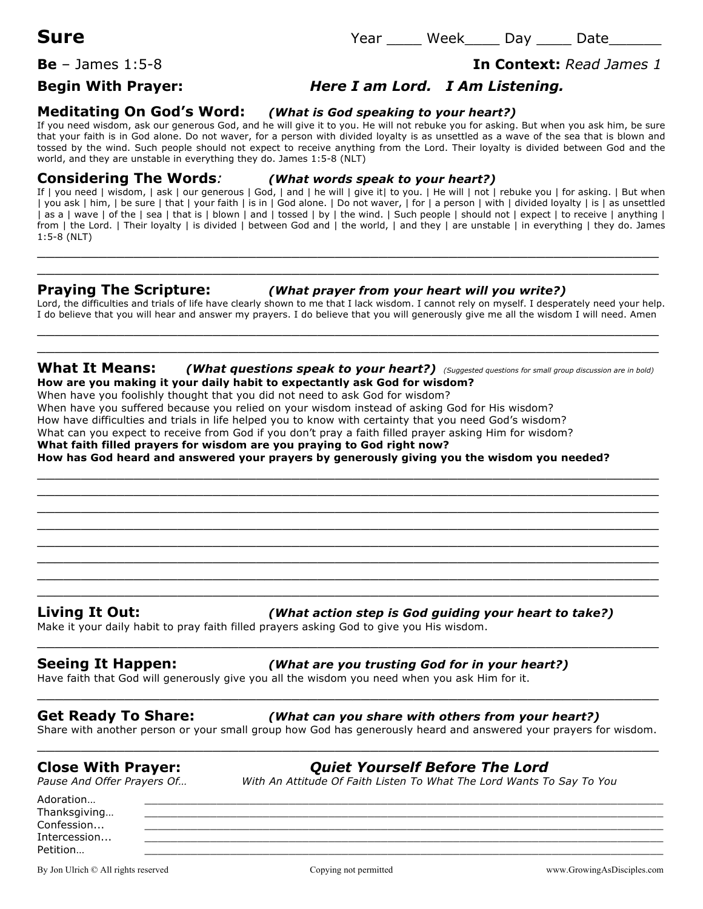# Sure

Year ____ Week____ Day ____ Date______

**Be** – James 1:5-8 **In Context:** *Read James 1*

**Begin With Prayer:** ***Here I am Lord. I Am Listening.***

## Meditating On God's Word: *(What is God speaking to your heart?)*

If you need wisdom, ask our generous God, and he will give it to you. He will not rebuke you for asking. But when you ask him, be sure that your faith is in God alone. Do not waver, for a person with divided loyalty is as unsettled as a wave of the sea that is blown and tossed by the wind. Such people should not expect to receive anything from the Lord. Their loyalty is divided between God and the world, and they are unstable in everything they do. James 1:5-8 (NLT)

## Considering The Words: *(What words speak to your heart?)*

If | you need | wisdom, | ask | our generous | God, | and | he will | give it| to you. | He will | not | rebuke you | for asking. | But when | you ask | him, | be sure | that | your faith | is in | God alone. | Do not waver, | for | a person | with | divided loyalty | is | as unsettled | as a | wave | of the | sea | that is | blown | and | tossed | by | the wind. | Such people | should not | expect | to receive | anything | from | the Lord. | Their loyalty | is divided | between God and | the world, | and they | are unstable | in everything | they do. James 1:5-8 (NLT)

______________________________________________________________________

______________________________________________________________________

## Praying The Scripture: *(What prayer from your heart will you write?)*

Lord, the difficulties and trials of life have clearly shown to me that I lack wisdom. I cannot rely on myself. I desperately need your help. I do believe that you will hear and answer my prayers. I do believe that you will generously give me all the wisdom I will need. Amen

______________________________________________________________________

______________________________________________________________________

## What It Means: *(What questions speak to your heart?)* *(Suggested questions for small group discussion are in bold)*

**How are you making it your daily habit to expectantly ask God for wisdom?**
When have you foolishly thought that you did not need to ask God for wisdom?
When have you suffered because you relied on your wisdom instead of asking God for His wisdom?
How have difficulties and trials in life helped you to know with certainty that you need God's wisdom?
What can you expect to receive from God if you don't pray a faith filled prayer asking Him for wisdom?
**What faith filled prayers for wisdom are you praying to God right now?**
**How has God heard and answered your prayers by generously giving you the wisdom you needed?**

______________________________________________________________________

______________________________________________________________________

______________________________________________________________________

______________________________________________________________________

______________________________________________________________________

______________________________________________________________________

______________________________________________________________________

______________________________________________________________________

## Living It Out: *(What action step is God guiding your heart to take?)*

Make it your daily habit to pray faith filled prayers asking God to give you His wisdom.

______________________________________________________________________

## Seeing It Happen: *(What are you trusting God for in your heart?)*

Have faith that God will generously give you all the wisdom you need when you ask Him for it.

______________________________________________________________________

## Get Ready To Share: *(What can you share with others from your heart?)*

Share with another person or your small group how God has generously heard and answered your prayers for wisdom.

______________________________________________________________________

## Close With Prayer: ***Quiet Yourself Before The Lord***

*Pause And Offer Prayers Of…* *With An Attitude Of Faith Listen To What The Lord Wants To Say To You*

Adoration… ______________________________________________________________

Thanksgiving… ____________________________________________________________

Confession... ______________________________________________________________

Intercession... _____________________________________________________________

Petition… ________________________________________________________________

By Jon Ulrich © All rights reserved Copying not permitted www.GrowingAsDisciples.com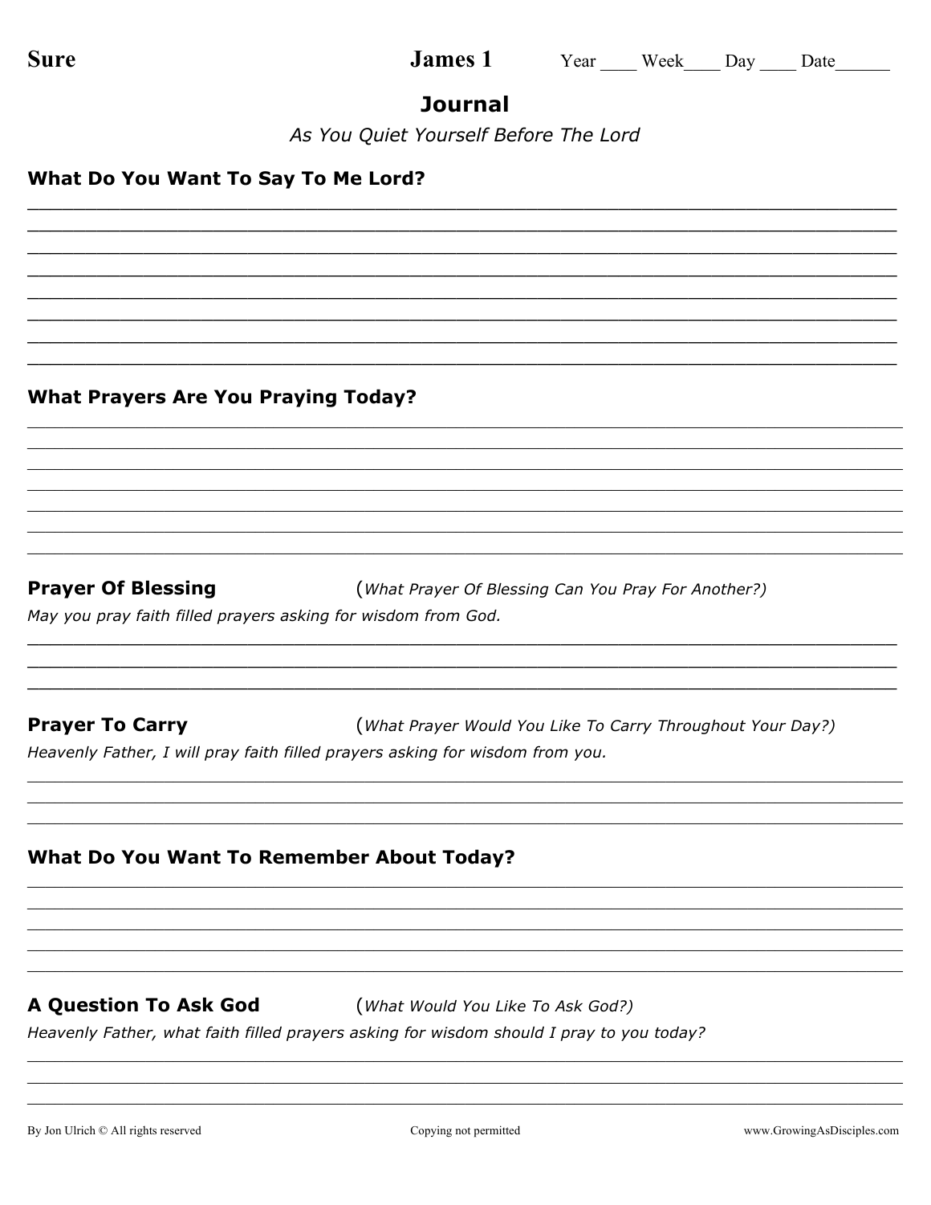Sure James 1 Year ____ Week____ Day ____ Date______

## Journal

*As You Quiet Yourself Before The Lord*

### What Do You Want To Say To Me Lord?

________________________________________________________________________________
________________________________________________________________________________
________________________________________________________________________________
________________________________________________________________________________
________________________________________________________________________________
________________________________________________________________________________
________________________________________________________________________________
________________________________________________________________________________

### What Prayers Are You Praying Today?

________________________________________________________________________________
________________________________________________________________________________
________________________________________________________________________________
________________________________________________________________________________
________________________________________________________________________________
________________________________________________________________________________
________________________________________________________________________________

### Prayer Of Blessing (*What Prayer Of Blessing Can You Pray For Another?*)

*May you pray faith filled prayers asking for wisdom from God.*

________________________________________________________________________________
________________________________________________________________________________
________________________________________________________________________________

### Prayer To Carry (*What Prayer Would You Like To Carry Throughout Your Day?*)

*Heavenly Father, I will pray faith filled prayers asking for wisdom from you.*

________________________________________________________________________________
________________________________________________________________________________
________________________________________________________________________________

### What Do You Want To Remember About Today?

________________________________________________________________________________
________________________________________________________________________________
________________________________________________________________________________
________________________________________________________________________________
________________________________________________________________________________

### A Question To Ask God (*What Would You Like To Ask God?*)

*Heavenly Father, what faith filled prayers asking for wisdom should I pray to you today?*

________________________________________________________________________________
________________________________________________________________________________
________________________________________________________________________________

By Jon Ulrich © All rights reserved Copying not permitted www.GrowingAsDisciples.com